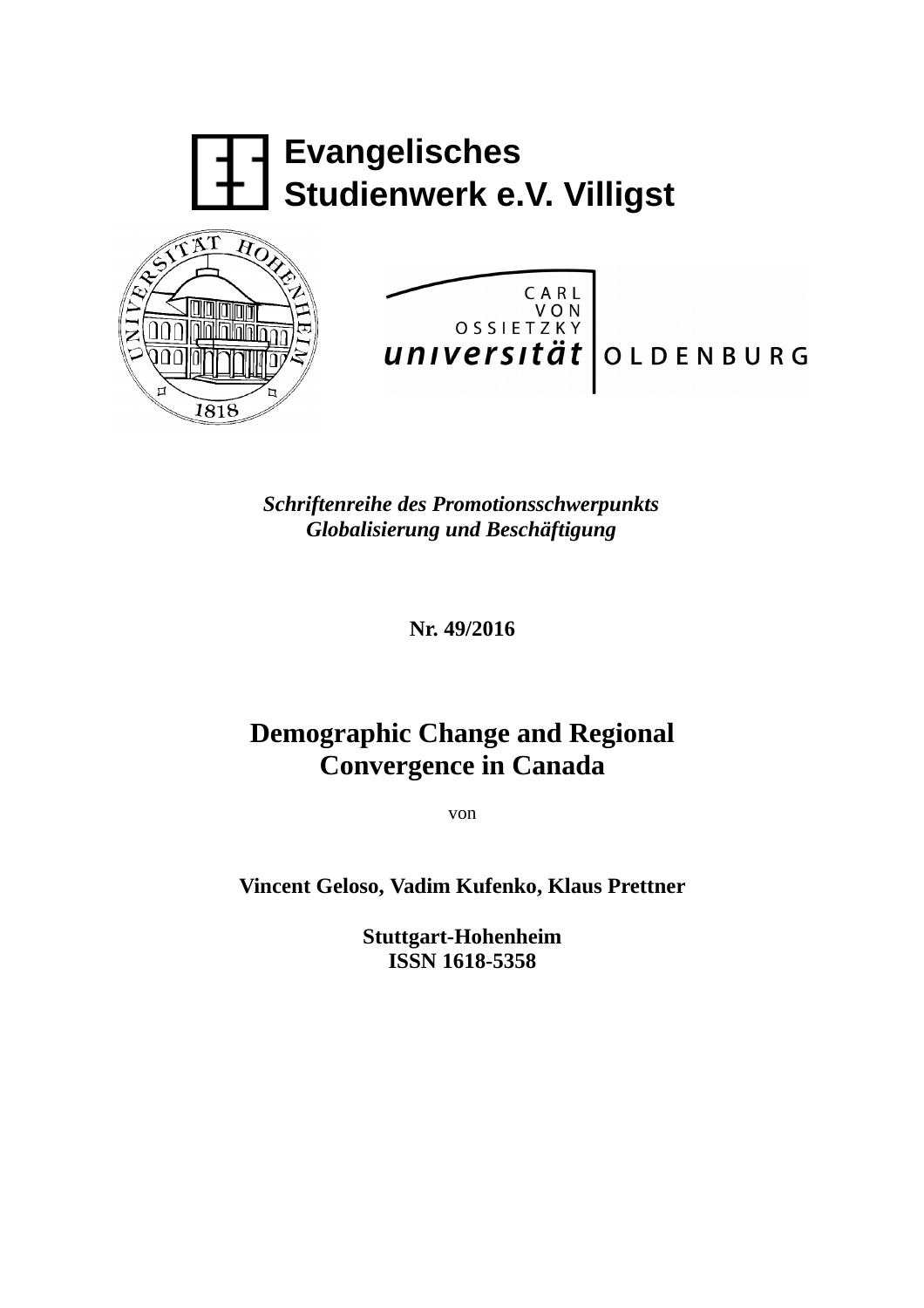**Evangelisches Studienwerk e.V. Villigst**

*Schriftenreihe des Promotionsschwerpunkts*
*Globalisierung und Beschäftigung*

**Nr. 49/2016**

# Demographic Change and Regional Convergence in Canada

von

**Vincent Geloso, Vadim Kufenko, Klaus Prettner**

**Stuttgart-Hohenheim**
**ISSN 1618-5358**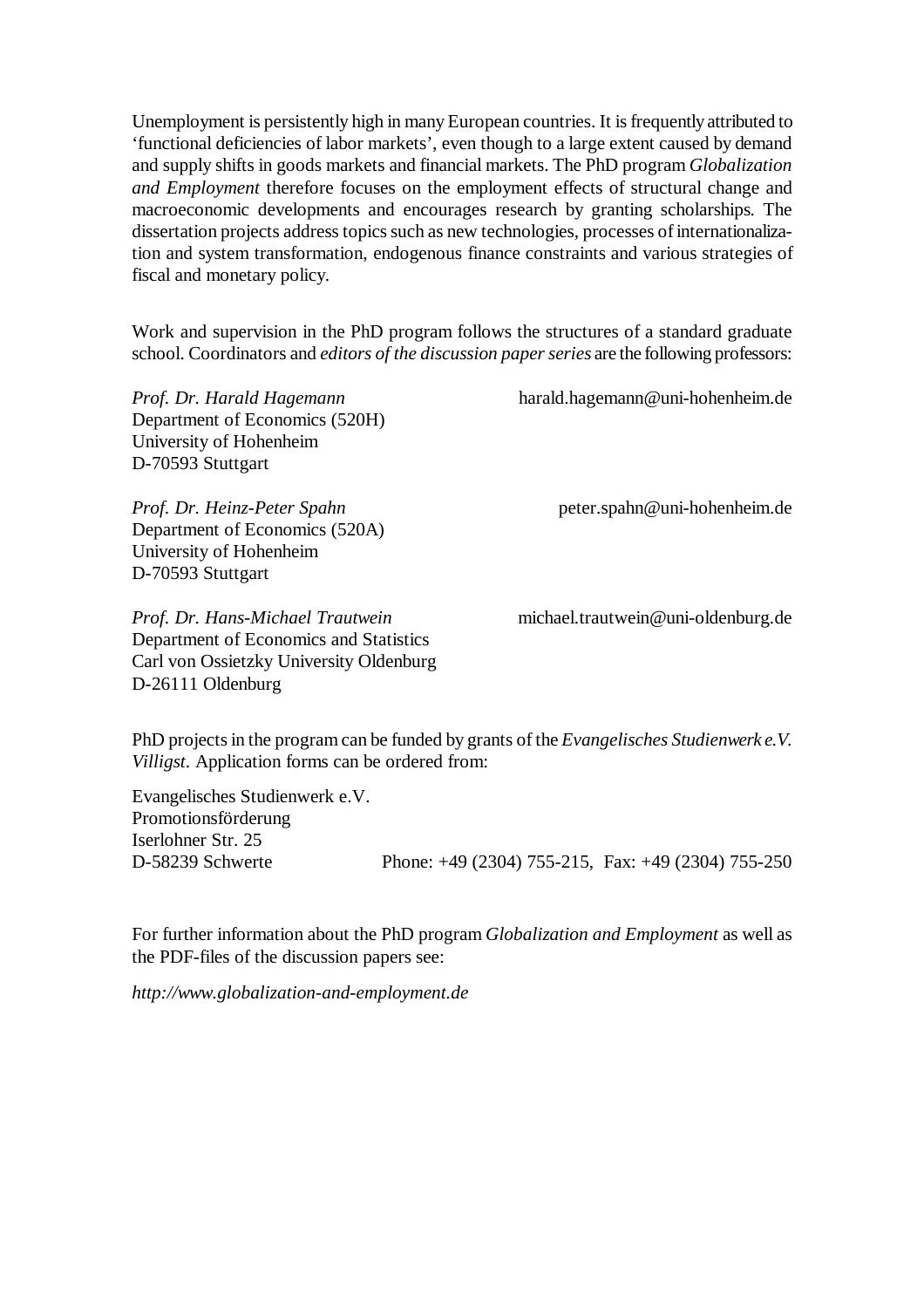Unemployment is persistently high in many European countries. It is frequently attributed to 'functional deficiencies of labor markets', even though to a large extent caused by demand and supply shifts in goods markets and financial markets. The PhD program *Globalization and Employment* therefore focuses on the employment effects of structural change and macroeconomic developments and encourages research by granting scholarships. The dissertation projects address topics such as new technologies, processes of internationalization and system transformation, endogenous finance constraints and various strategies of fiscal and monetary policy.

Work and supervision in the PhD program follows the structures of a standard graduate school. Coordinators and *editors of the discussion paper series* are the following professors:

*Prof. Dr. Harald Hagemann* — harald.hagemann@uni-hohenheim.de
Department of Economics (520H)
University of Hohenheim
D-70593 Stuttgart

*Prof. Dr. Heinz-Peter Spahn* — peter.spahn@uni-hohenheim.de
Department of Economics (520A)
University of Hohenheim
D-70593 Stuttgart

*Prof. Dr. Hans-Michael Trautwein* — michael.trautwein@uni-oldenburg.de
Department of Economics and Statistics
Carl von Ossietzky University Oldenburg
D-26111 Oldenburg

PhD projects in the program can be funded by grants of the *Evangelisches Studienwerk e.V. Villigst*. Application forms can be ordered from:

Evangelisches Studienwerk e.V.
Promotionsförderung
Iserlohner Str. 25
D-58239 Schwerte — Phone: +49 (2304) 755-215, Fax: +49 (2304) 755-250

For further information about the PhD program *Globalization and Employment* as well as the PDF-files of the discussion papers see:

*http://www.globalization-and-employment.de*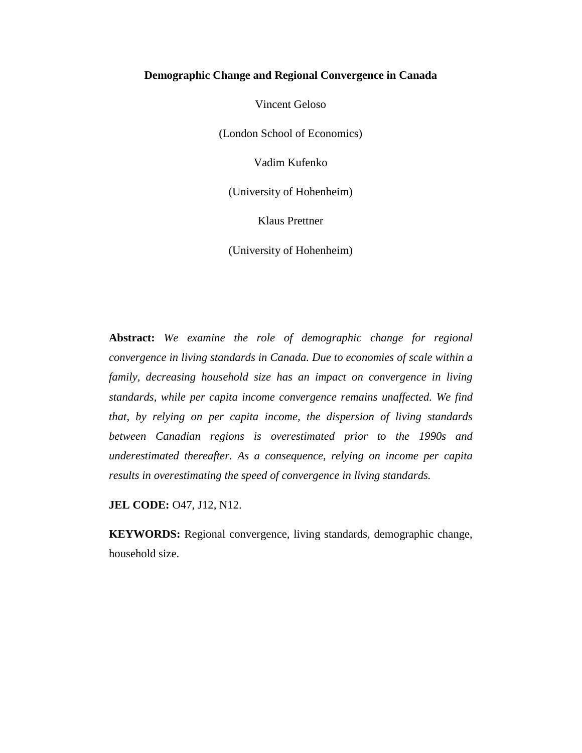# Demographic Change and Regional Convergence in Canada

Vincent Geloso

(London School of Economics)

Vadim Kufenko

(University of Hohenheim)

Klaus Prettner

(University of Hohenheim)

**Abstract:** *We examine the role of demographic change for regional convergence in living standards in Canada. Due to economies of scale within a family, decreasing household size has an impact on convergence in living standards, while per capita income convergence remains unaffected. We find that, by relying on per capita income, the dispersion of living standards between Canadian regions is overestimated prior to the 1990s and underestimated thereafter. As a consequence, relying on income per capita results in overestimating the speed of convergence in living standards.*

**JEL CODE:** O47, J12, N12.

**KEYWORDS:** Regional convergence, living standards, demographic change, household size.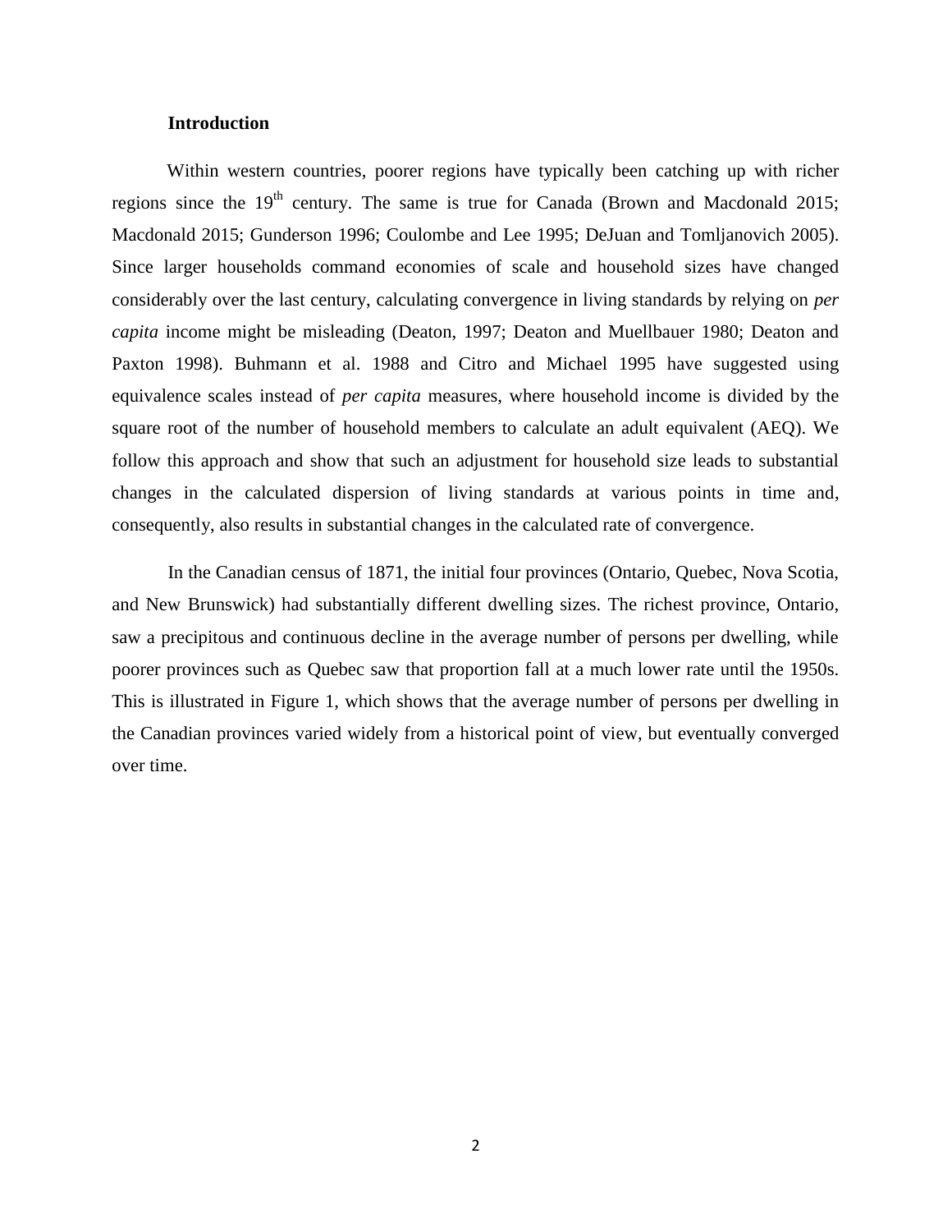## Introduction

Within western countries, poorer regions have typically been catching up with richer regions since the 19th century. The same is true for Canada (Brown and Macdonald 2015; Macdonald 2015; Gunderson 1996; Coulombe and Lee 1995; DeJuan and Tomljanovich 2005). Since larger households command economies of scale and household sizes have changed considerably over the last century, calculating convergence in living standards by relying on *per capita* income might be misleading (Deaton, 1997; Deaton and Muellbauer 1980; Deaton and Paxton 1998). Buhmann et al. 1988 and Citro and Michael 1995 have suggested using equivalence scales instead of *per capita* measures, where household income is divided by the square root of the number of household members to calculate an adult equivalent (AEQ). We follow this approach and show that such an adjustment for household size leads to substantial changes in the calculated dispersion of living standards at various points in time and, consequently, also results in substantial changes in the calculated rate of convergence.

In the Canadian census of 1871, the initial four provinces (Ontario, Quebec, Nova Scotia, and New Brunswick) had substantially different dwelling sizes. The richest province, Ontario, saw a precipitous and continuous decline in the average number of persons per dwelling, while poorer provinces such as Quebec saw that proportion fall at a much lower rate until the 1950s. This is illustrated in Figure 1, which shows that the average number of persons per dwelling in the Canadian provinces varied widely from a historical point of view, but eventually converged over time.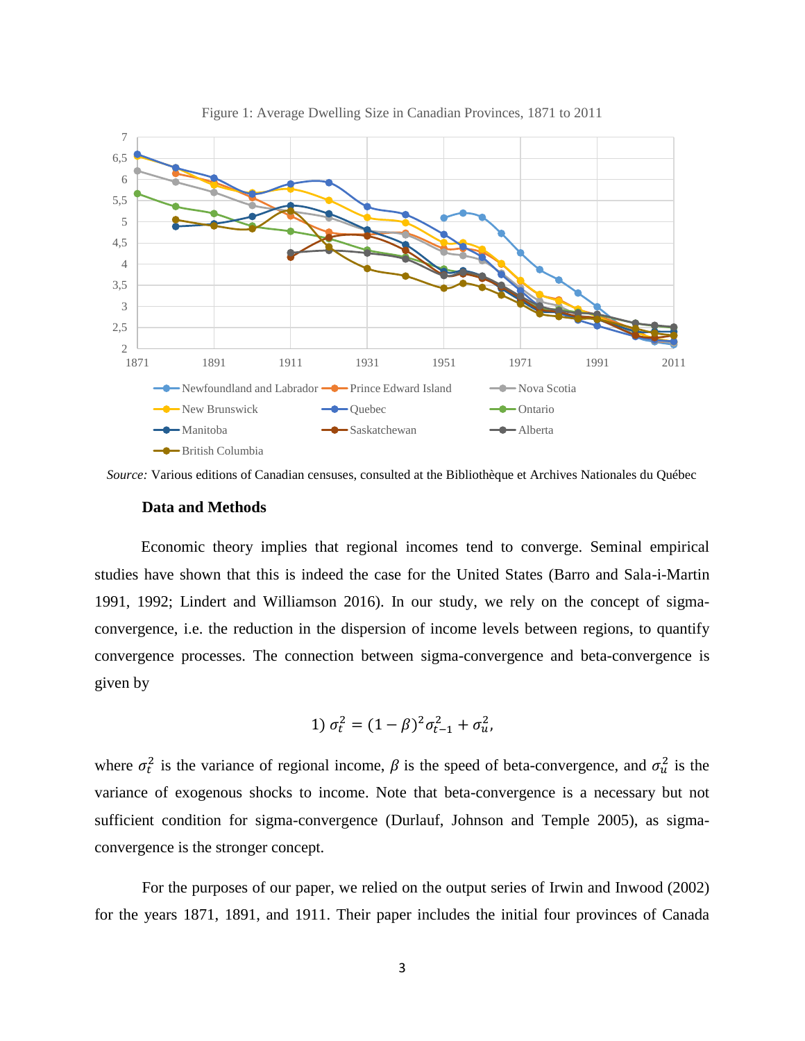Figure 1: Average Dwelling Size in Canadian Provinces, 1871 to 2011

*Source:* Various editions of Canadian censuses, consulted at the Bibliothèque et Archives Nationales du Québec

### Data and Methods

Economic theory implies that regional incomes tend to converge. Seminal empirical studies have shown that this is indeed the case for the United States (Barro and Sala-i-Martin 1991, 1992; Lindert and Williamson 2016). In our study, we rely on the concept of sigma-convergence, i.e. the reduction in the dispersion of income levels between regions, to quantify convergence processes. The connection between sigma-convergence and beta-convergence is given by

$$1) \ \sigma_t^2 = (1-\beta)^2 \sigma_{t-1}^2 + \sigma_u^2,$$

where $\sigma_t^2$ is the variance of regional income, $\beta$ is the speed of beta-convergence, and $\sigma_u^2$ is the variance of exogenous shocks to income. Note that beta-convergence is a necessary but not sufficient condition for sigma-convergence (Durlauf, Johnson and Temple 2005), as sigma-convergence is the stronger concept.

For the purposes of our paper, we relied on the output series of Irwin and Inwood (2002) for the years 1871, 1891, and 1911. Their paper includes the initial four provinces of Canada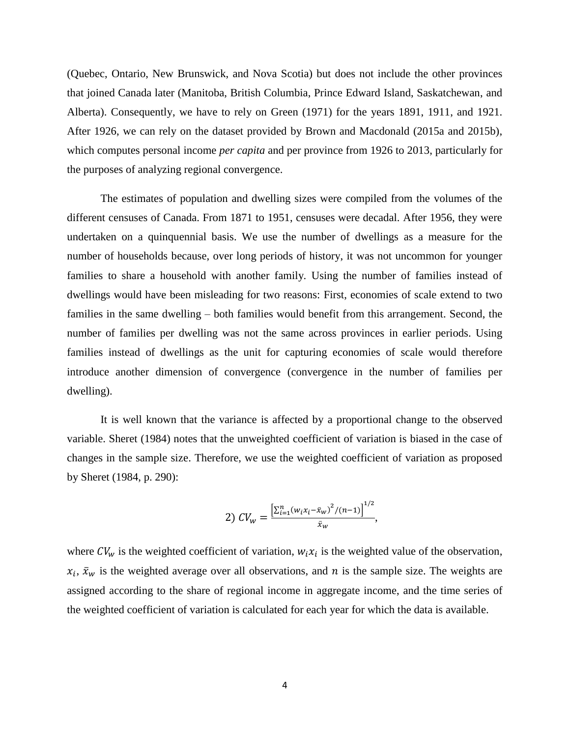(Quebec, Ontario, New Brunswick, and Nova Scotia) but does not include the other provinces that joined Canada later (Manitoba, British Columbia, Prince Edward Island, Saskatchewan, and Alberta). Consequently, we have to rely on Green (1971) for the years 1891, 1911, and 1921. After 1926, we can rely on the dataset provided by Brown and Macdonald (2015a and 2015b), which computes personal income *per capita* and per province from 1926 to 2013, particularly for the purposes of analyzing regional convergence.

The estimates of population and dwelling sizes were compiled from the volumes of the different censuses of Canada. From 1871 to 1951, censuses were decadal. After 1956, they were undertaken on a quinquennial basis. We use the number of dwellings as a measure for the number of households because, over long periods of history, it was not uncommon for younger families to share a household with another family. Using the number of families instead of dwellings would have been misleading for two reasons: First, economies of scale extend to two families in the same dwelling – both families would benefit from this arrangement. Second, the number of families per dwelling was not the same across provinces in earlier periods. Using families instead of dwellings as the unit for capturing economies of scale would therefore introduce another dimension of convergence (convergence in the number of families per dwelling).

It is well known that the variance is affected by a proportional change to the observed variable. Sheret (1984) notes that the unweighted coefficient of variation is biased in the case of changes in the sample size. Therefore, we use the weighted coefficient of variation as proposed by Sheret (1984, p. 290):

$$2)\ CV_w = \frac{\left[\sum_{i=1}^{n}(w_i x_i - \bar{x}_w)^2/(n-1)\right]^{1/2}}{\bar{x}_w},$$

where $CV_w$ is the weighted coefficient of variation, $w_i x_i$ is the weighted value of the observation, $x_i$, $\bar{x}_w$ is the weighted average over all observations, and $n$ is the sample size. The weights are assigned according to the share of regional income in aggregate income, and the time series of the weighted coefficient of variation is calculated for each year for which the data is available.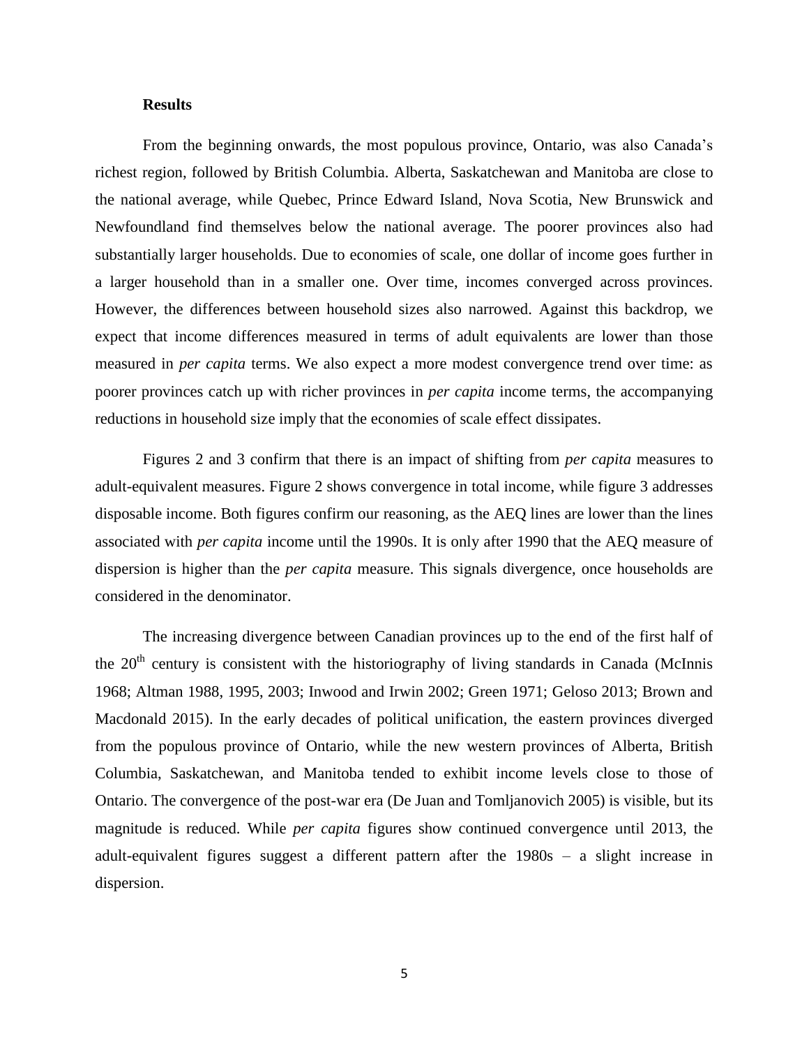## Results

From the beginning onwards, the most populous province, Ontario, was also Canada's richest region, followed by British Columbia. Alberta, Saskatchewan and Manitoba are close to the national average, while Quebec, Prince Edward Island, Nova Scotia, New Brunswick and Newfoundland find themselves below the national average. The poorer provinces also had substantially larger households. Due to economies of scale, one dollar of income goes further in a larger household than in a smaller one. Over time, incomes converged across provinces. However, the differences between household sizes also narrowed. Against this backdrop, we expect that income differences measured in terms of adult equivalents are lower than those measured in *per capita* terms. We also expect a more modest convergence trend over time: as poorer provinces catch up with richer provinces in *per capita* income terms, the accompanying reductions in household size imply that the economies of scale effect dissipates.

Figures 2 and 3 confirm that there is an impact of shifting from *per capita* measures to adult-equivalent measures. Figure 2 shows convergence in total income, while figure 3 addresses disposable income. Both figures confirm our reasoning, as the AEQ lines are lower than the lines associated with *per capita* income until the 1990s. It is only after 1990 that the AEQ measure of dispersion is higher than the *per capita* measure. This signals divergence, once households are considered in the denominator.

The increasing divergence between Canadian provinces up to the end of the first half of the 20th century is consistent with the historiography of living standards in Canada (McInnis 1968; Altman 1988, 1995, 2003; Inwood and Irwin 2002; Green 1971; Geloso 2013; Brown and Macdonald 2015). In the early decades of political unification, the eastern provinces diverged from the populous province of Ontario, while the new western provinces of Alberta, British Columbia, Saskatchewan, and Manitoba tended to exhibit income levels close to those of Ontario. The convergence of the post-war era (De Juan and Tomljanovich 2005) is visible, but its magnitude is reduced. While *per capita* figures show continued convergence until 2013, the adult-equivalent figures suggest a different pattern after the 1980s – a slight increase in dispersion.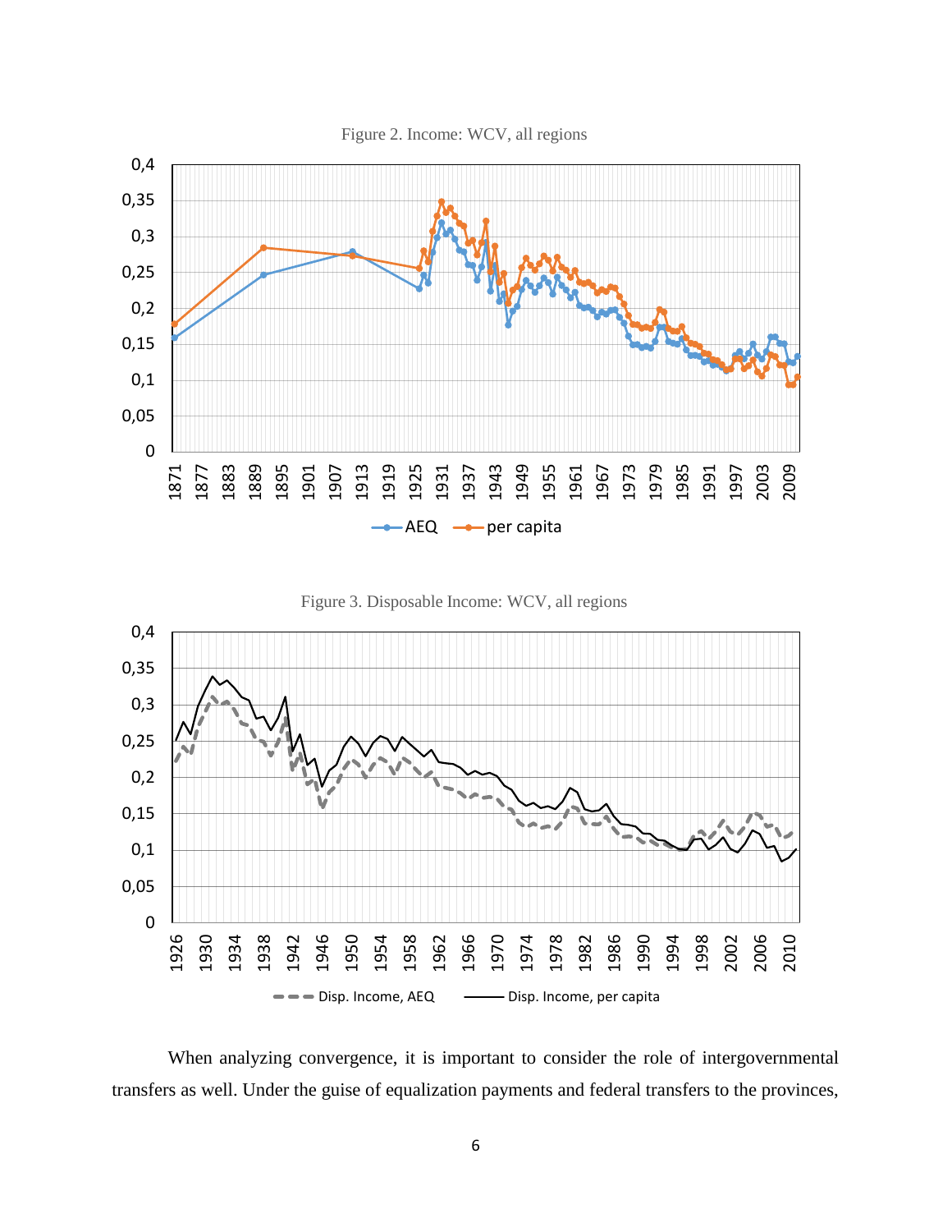Figure 2. Income: WCV, all regions

Figure 3. Disposable Income: WCV, all regions

When analyzing convergence, it is important to consider the role of intergovernmental transfers as well. Under the guise of equalization payments and federal transfers to the provinces,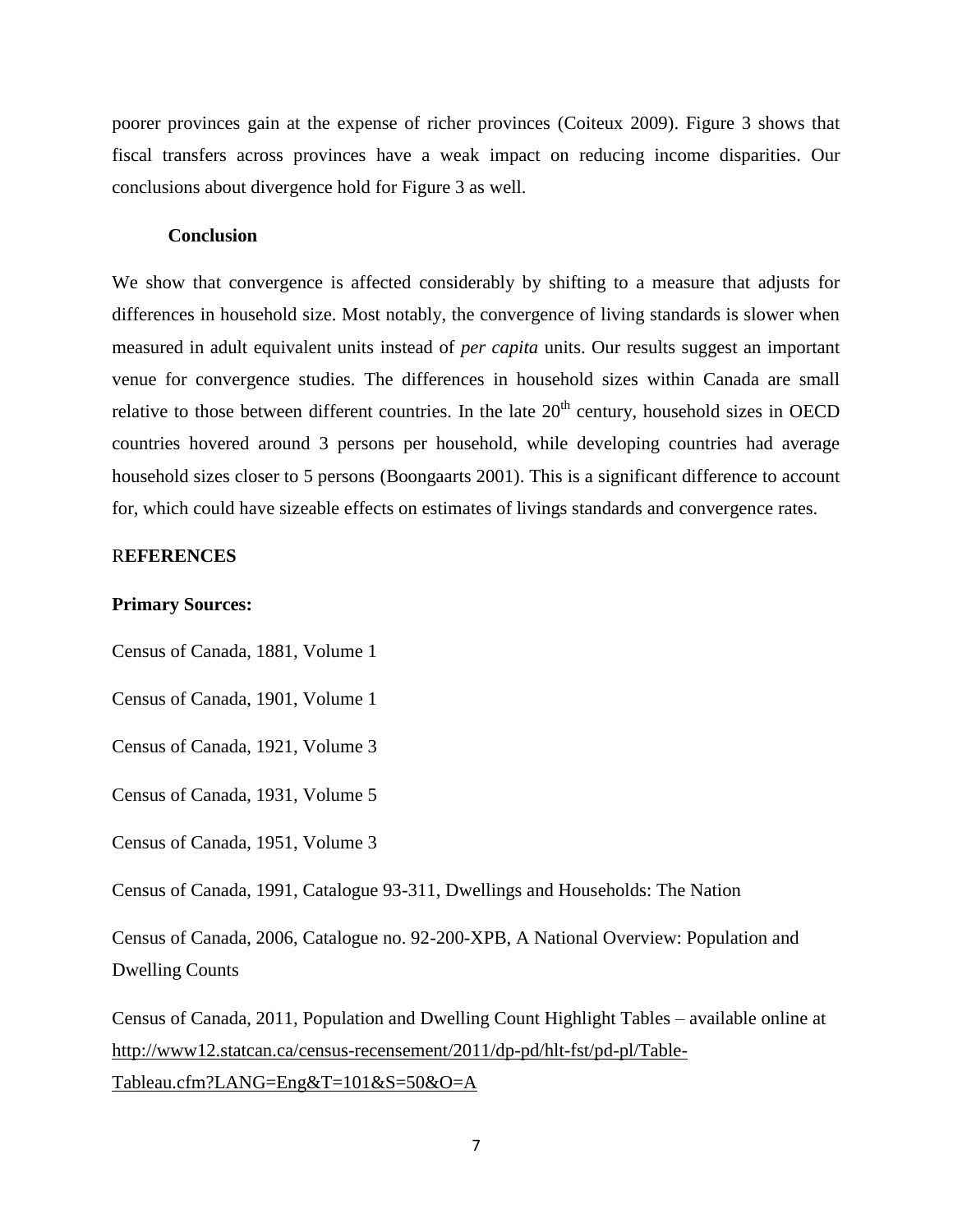poorer provinces gain at the expense of richer provinces (Coiteux 2009). Figure 3 shows that fiscal transfers across provinces have a weak impact on reducing income disparities. Our conclusions about divergence hold for Figure 3 as well.

## Conclusion

We show that convergence is affected considerably by shifting to a measure that adjusts for differences in household size. Most notably, the convergence of living standards is slower when measured in adult equivalent units instead of *per capita* units. Our results suggest an important venue for convergence studies. The differences in household sizes within Canada are small relative to those between different countries. In the late 20th century, household sizes in OECD countries hovered around 3 persons per household, while developing countries had average household sizes closer to 5 persons (Boongaarts 2001). This is a significant difference to account for, which could have sizeable effects on estimates of livings standards and convergence rates.

## REFERENCES

**Primary Sources:**

Census of Canada, 1881, Volume 1

Census of Canada, 1901, Volume 1

Census of Canada, 1921, Volume 3

Census of Canada, 1931, Volume 5

Census of Canada, 1951, Volume 3

Census of Canada, 1991, Catalogue 93-311, Dwellings and Households: The Nation

Census of Canada, 2006, Catalogue no. 92-200-XPB, A National Overview: Population and Dwelling Counts

Census of Canada, 2011, Population and Dwelling Count Highlight Tables – available online at http://www12.statcan.ca/census-recensement/2011/dp-pd/hlt-fst/pd-pl/Table-Tableau.cfm?LANG=Eng&T=101&S=50&O=A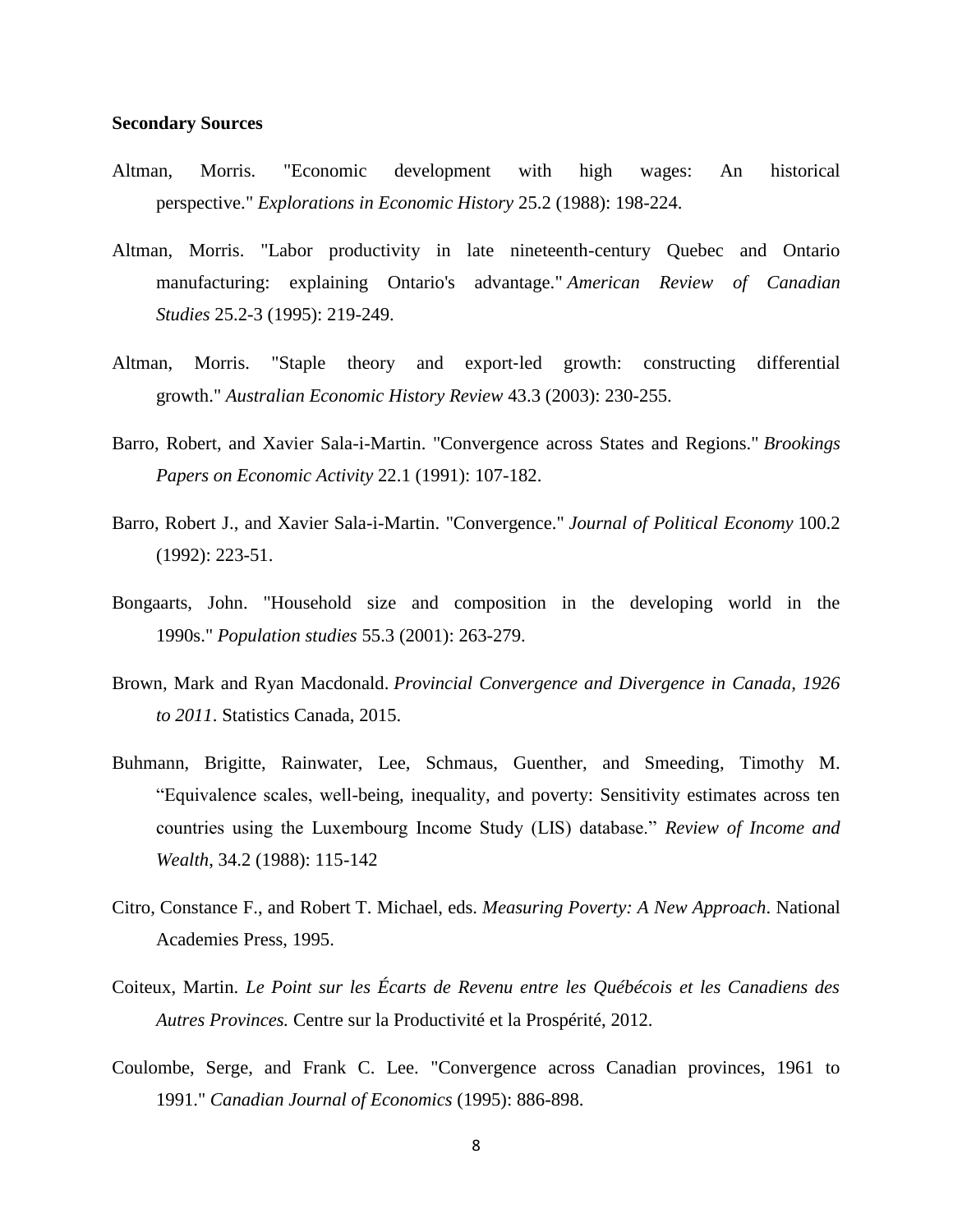**Secondary Sources**

Altman, Morris. "Economic development with high wages: An historical perspective." *Explorations in Economic History* 25.2 (1988): 198-224.

Altman, Morris. "Labor productivity in late nineteenth-century Quebec and Ontario manufacturing: explaining Ontario's advantage." *American Review of Canadian Studies* 25.2-3 (1995): 219-249.

Altman, Morris. "Staple theory and export-led growth: constructing differential growth." *Australian Economic History Review* 43.3 (2003): 230-255.

Barro, Robert, and Xavier Sala-i-Martin. "Convergence across States and Regions." *Brookings Papers on Economic Activity* 22.1 (1991): 107-182.

Barro, Robert J., and Xavier Sala-i-Martin. "Convergence." *Journal of Political Economy* 100.2 (1992): 223-51.

Bongaarts, John. "Household size and composition in the developing world in the 1990s." *Population studies* 55.3 (2001): 263-279.

Brown, Mark and Ryan Macdonald. *Provincial Convergence and Divergence in Canada, 1926 to 2011*. Statistics Canada, 2015.

Buhmann, Brigitte, Rainwater, Lee, Schmaus, Guenther, and Smeeding, Timothy M. "Equivalence scales, well-being, inequality, and poverty: Sensitivity estimates across ten countries using the Luxembourg Income Study (LIS) database." *Review of Income and Wealth*, 34.2 (1988): 115-142

Citro, Constance F., and Robert T. Michael, eds. *Measuring Poverty: A New Approach*. National Academies Press, 1995.

Coiteux, Martin. *Le Point sur les Écarts de Revenu entre les Québécois et les Canadiens des Autres Provinces.* Centre sur la Productivité et la Prospérité, 2012.

Coulombe, Serge, and Frank C. Lee. "Convergence across Canadian provinces, 1961 to 1991." *Canadian Journal of Economics* (1995): 886-898.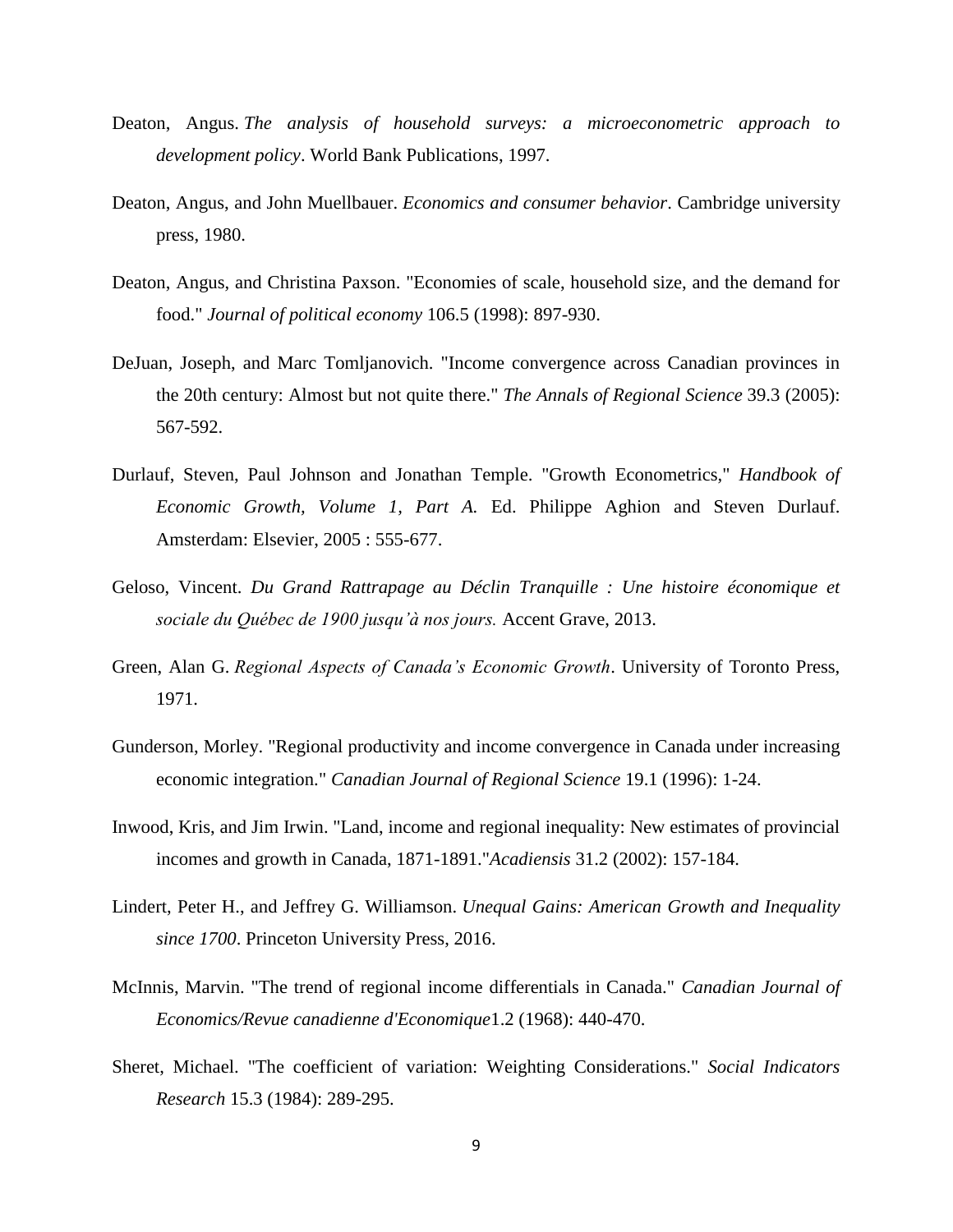Deaton, Angus. *The analysis of household surveys: a microeconometric approach to development policy*. World Bank Publications, 1997.

Deaton, Angus, and John Muellbauer. *Economics and consumer behavior*. Cambridge university press, 1980.

Deaton, Angus, and Christina Paxson. "Economies of scale, household size, and the demand for food." *Journal of political economy* 106.5 (1998): 897-930.

DeJuan, Joseph, and Marc Tomljanovich. "Income convergence across Canadian provinces in the 20th century: Almost but not quite there." *The Annals of Regional Science* 39.3 (2005): 567-592.

Durlauf, Steven, Paul Johnson and Jonathan Temple. "Growth Econometrics," *Handbook of Economic Growth, Volume 1, Part A.* Ed. Philippe Aghion and Steven Durlauf. Amsterdam: Elsevier, 2005 : 555-677.

Geloso, Vincent. *Du Grand Rattrapage au Déclin Tranquille : Une histoire économique et sociale du Québec de 1900 jusqu'à nos jours.* Accent Grave, 2013.

Green, Alan G. *Regional Aspects of Canada's Economic Growth*. University of Toronto Press, 1971.

Gunderson, Morley. "Regional productivity and income convergence in Canada under increasing economic integration." *Canadian Journal of Regional Science* 19.1 (1996): 1-24.

Inwood, Kris, and Jim Irwin. "Land, income and regional inequality: New estimates of provincial incomes and growth in Canada, 1871-1891."*Acadiensis* 31.2 (2002): 157-184.

Lindert, Peter H., and Jeffrey G. Williamson. *Unequal Gains: American Growth and Inequality since 1700*. Princeton University Press, 2016.

McInnis, Marvin. "The trend of regional income differentials in Canada." *Canadian Journal of Economics/Revue canadienne d'Economique*1.2 (1968): 440-470.

Sheret, Michael. "The coefficient of variation: Weighting Considerations." *Social Indicators Research* 15.3 (1984): 289-295.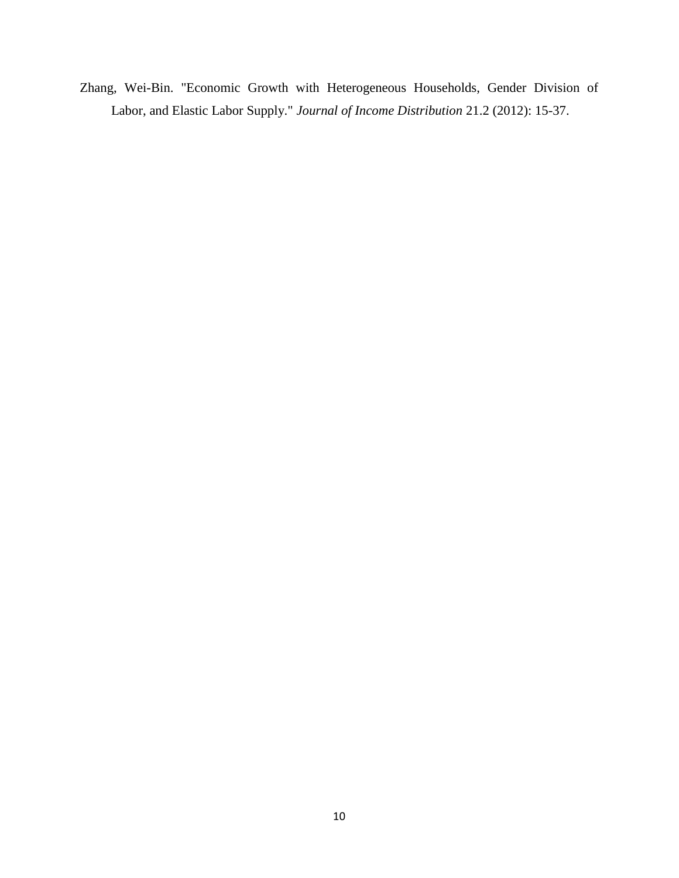Zhang, Wei-Bin. "Economic Growth with Heterogeneous Households, Gender Division of Labor, and Elastic Labor Supply." *Journal of Income Distribution* 21.2 (2012): 15-37.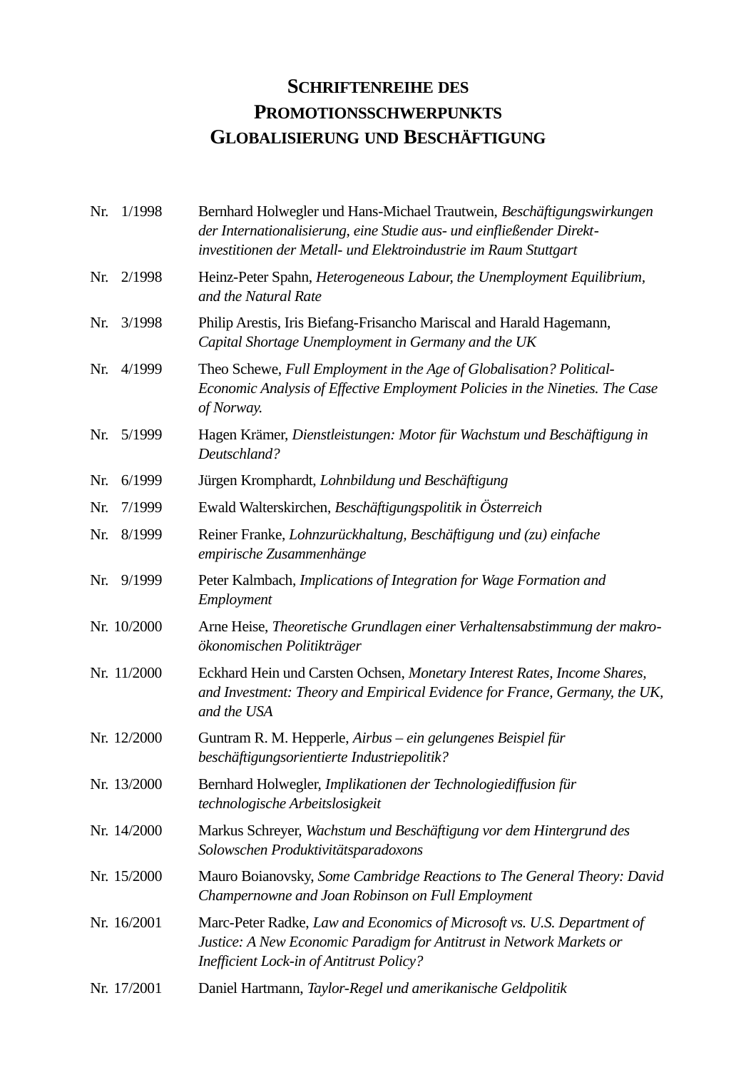# Schriftenreihe des Promotionsschwerpunkts Globalisierung und Beschäftigung

| | |
|---|---|
| Nr. 1/1998 | Bernhard Holwegler und Hans-Michael Trautwein, *Beschäftigungswirkungen der Internationalisierung, eine Studie aus- und einfließender Direktinvestitionen der Metall- und Elektroindustrie im Raum Stuttgart* |
| Nr. 2/1998 | Heinz-Peter Spahn, *Heterogeneous Labour, the Unemployment Equilibrium, and the Natural Rate* |
| Nr. 3/1998 | Philip Arestis, Iris Biefang-Frisancho Mariscal and Harald Hagemann, *Capital Shortage Unemployment in Germany and the UK* |
| Nr. 4/1999 | Theo Schewe, *Full Employment in the Age of Globalisation? Political-Economic Analysis of Effective Employment Policies in the Nineties. The Case of Norway.* |
| Nr. 5/1999 | Hagen Krämer, *Dienstleistungen: Motor für Wachstum und Beschäftigung in Deutschland?* |
| Nr. 6/1999 | Jürgen Kromphardt, *Lohnbildung und Beschäftigung* |
| Nr. 7/1999 | Ewald Walterskirchen, *Beschäftigungspolitik in Österreich* |
| Nr. 8/1999 | Reiner Franke, *Lohnzurückhaltung, Beschäftigung und (zu) einfache empirische Zusammenhänge* |
| Nr. 9/1999 | Peter Kalmbach, *Implications of Integration for Wage Formation and Employment* |
| Nr. 10/2000 | Arne Heise, *Theoretische Grundlagen einer Verhaltensabstimmung der makroökonomischen Politikträger* |
| Nr. 11/2000 | Eckhard Hein und Carsten Ochsen, *Monetary Interest Rates, Income Shares, and Investment: Theory and Empirical Evidence for France, Germany, the UK, and the USA* |
| Nr. 12/2000 | Guntram R. M. Hepperle, *Airbus – ein gelungenes Beispiel für beschäftigungsorientierte Industriepolitik?* |
| Nr. 13/2000 | Bernhard Holwegler, *Implikationen der Technologiediffusion für technologische Arbeitslosigkeit* |
| Nr. 14/2000 | Markus Schreyer, *Wachstum und Beschäftigung vor dem Hintergrund des Solowschen Produktivitätsparadoxons* |
| Nr. 15/2000 | Mauro Boianovsky, *Some Cambridge Reactions to The General Theory: David Champernowne and Joan Robinson on Full Employment* |
| Nr. 16/2001 | Marc-Peter Radke, *Law and Economics of Microsoft vs. U.S. Department of Justice: A New Economic Paradigm for Antitrust in Network Markets or Inefficient Lock-in of Antitrust Policy?* |
| Nr. 17/2001 | Daniel Hartmann, *Taylor-Regel und amerikanische Geldpolitik* |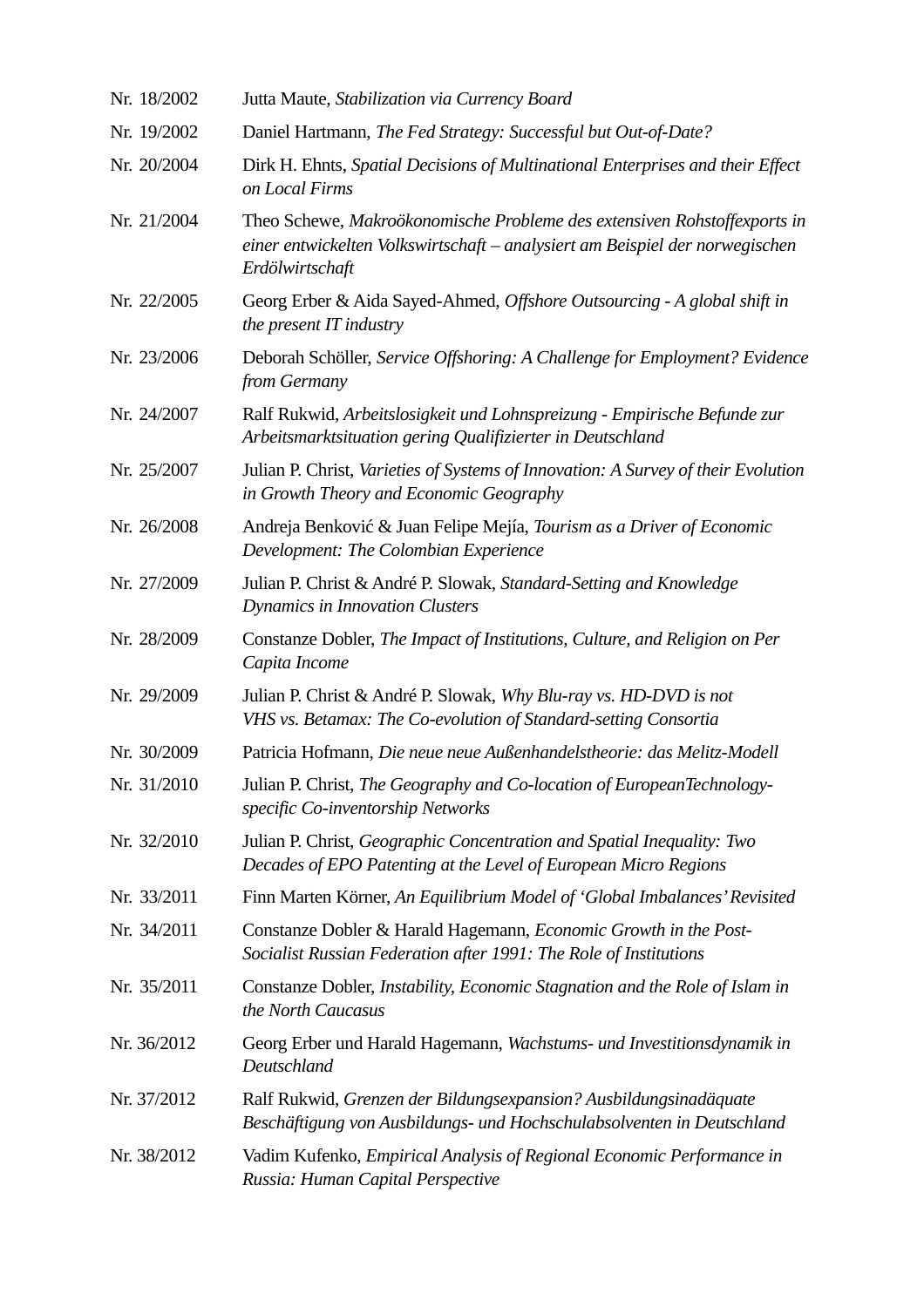| | |
|---|---|
| Nr. 18/2002 | Jutta Maute, *Stabilization via Currency Board* |
| Nr. 19/2002 | Daniel Hartmann, *The Fed Strategy: Successful but Out-of-Date?* |
| Nr. 20/2004 | Dirk H. Ehnts, *Spatial Decisions of Multinational Enterprises and their Effect on Local Firms* |
| Nr. 21/2004 | Theo Schewe, *Makroökonomische Probleme des extensiven Rohstoffexports in einer entwickelten Volkswirtschaft – analysiert am Beispiel der norwegischen Erdölwirtschaft* |
| Nr. 22/2005 | Georg Erber & Aida Sayed-Ahmed, *Offshore Outsourcing - A global shift in the present IT industry* |
| Nr. 23/2006 | Deborah Schöller, *Service Offshoring: A Challenge for Employment? Evidence from Germany* |
| Nr. 24/2007 | Ralf Rukwid, *Arbeitslosigkeit und Lohnspreizung - Empirische Befunde zur Arbeitsmarktsituation gering Qualifizierter in Deutschland* |
| Nr. 25/2007 | Julian P. Christ, *Varieties of Systems of Innovation: A Survey of their Evolution in Growth Theory and Economic Geography* |
| Nr. 26/2008 | Andreja Benković & Juan Felipe Mejía, *Tourism as a Driver of Economic Development: The Colombian Experience* |
| Nr. 27/2009 | Julian P. Christ & André P. Slowak, *Standard-Setting and Knowledge Dynamics in Innovation Clusters* |
| Nr. 28/2009 | Constanze Dobler, *The Impact of Institutions, Culture, and Religion on Per Capita Income* |
| Nr. 29/2009 | Julian P. Christ & André P. Slowak, *Why Blu-ray vs. HD-DVD is not VHS vs. Betamax: The Co-evolution of Standard-setting Consortia* |
| Nr. 30/2009 | Patricia Hofmann, *Die neue neue Außenhandelstheorie: das Melitz-Modell* |
| Nr. 31/2010 | Julian P. Christ, *The Geography and Co-location of EuropeanTechnology-specific Co-inventorship Networks* |
| Nr. 32/2010 | Julian P. Christ, *Geographic Concentration and Spatial Inequality: Two Decades of EPO Patenting at the Level of European Micro Regions* |
| Nr. 33/2011 | Finn Marten Körner, *An Equilibrium Model of 'Global Imbalances' Revisited* |
| Nr. 34/2011 | Constanze Dobler & Harald Hagemann, *Economic Growth in the Post-Socialist Russian Federation after 1991: The Role of Institutions* |
| Nr. 35/2011 | Constanze Dobler, *Instability, Economic Stagnation and the Role of Islam in the North Caucasus* |
| Nr. 36/2012 | Georg Erber und Harald Hagemann, *Wachstums- und Investitionsdynamik in Deutschland* |
| Nr. 37/2012 | Ralf Rukwid, *Grenzen der Bildungsexpansion? Ausbildungsinadäquate Beschäftigung von Ausbildungs- und Hochschulabsolventen in Deutschland* |
| Nr. 38/2012 | Vadim Kufenko, *Empirical Analysis of Regional Economic Performance in Russia: Human Capital Perspective* |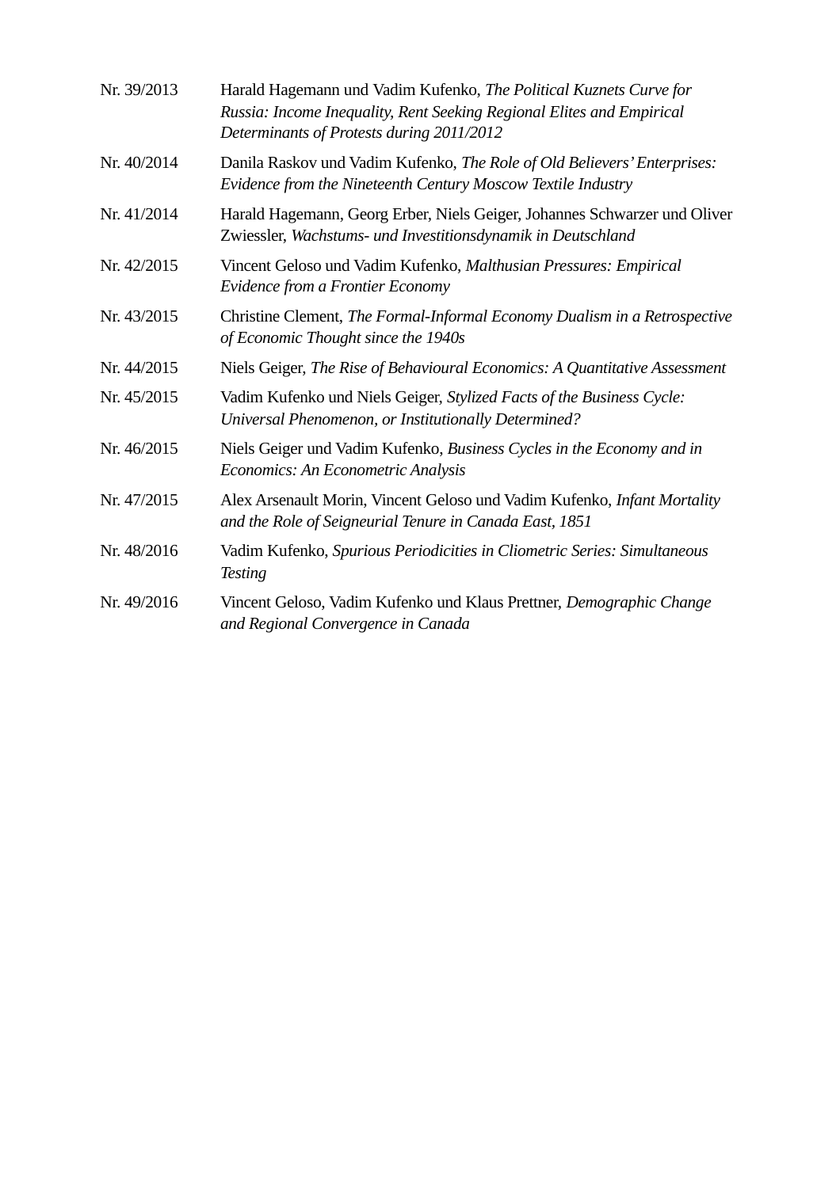Nr. 39/2013 Harald Hagemann und Vadim Kufenko, *The Political Kuznets Curve for Russia: Income Inequality, Rent Seeking Regional Elites and Empirical Determinants of Protests during 2011/2012*

Nr. 40/2014 Danila Raskov und Vadim Kufenko, *The Role of Old Believers' Enterprises: Evidence from the Nineteenth Century Moscow Textile Industry*

Nr. 41/2014 Harald Hagemann, Georg Erber, Niels Geiger, Johannes Schwarzer und Oliver Zwiessler, *Wachstums- und Investitionsdynamik in Deutschland*

Nr. 42/2015 Vincent Geloso und Vadim Kufenko, *Malthusian Pressures: Empirical Evidence from a Frontier Economy*

Nr. 43/2015 Christine Clement, *The Formal-Informal Economy Dualism in a Retrospective of Economic Thought since the 1940s*

Nr. 44/2015 Niels Geiger, *The Rise of Behavioural Economics: A Quantitative Assessment*

Nr. 45/2015 Vadim Kufenko und Niels Geiger, *Stylized Facts of the Business Cycle: Universal Phenomenon, or Institutionally Determined?*

Nr. 46/2015 Niels Geiger und Vadim Kufenko, *Business Cycles in the Economy and in Economics: An Econometric Analysis*

Nr. 47/2015 Alex Arsenault Morin, Vincent Geloso und Vadim Kufenko, *Infant Mortality and the Role of Seigneurial Tenure in Canada East, 1851*

Nr. 48/2016 Vadim Kufenko, *Spurious Periodicities in Cliometric Series: Simultaneous Testing*

Nr. 49/2016 Vincent Geloso, Vadim Kufenko und Klaus Prettner, *Demographic Change and Regional Convergence in Canada*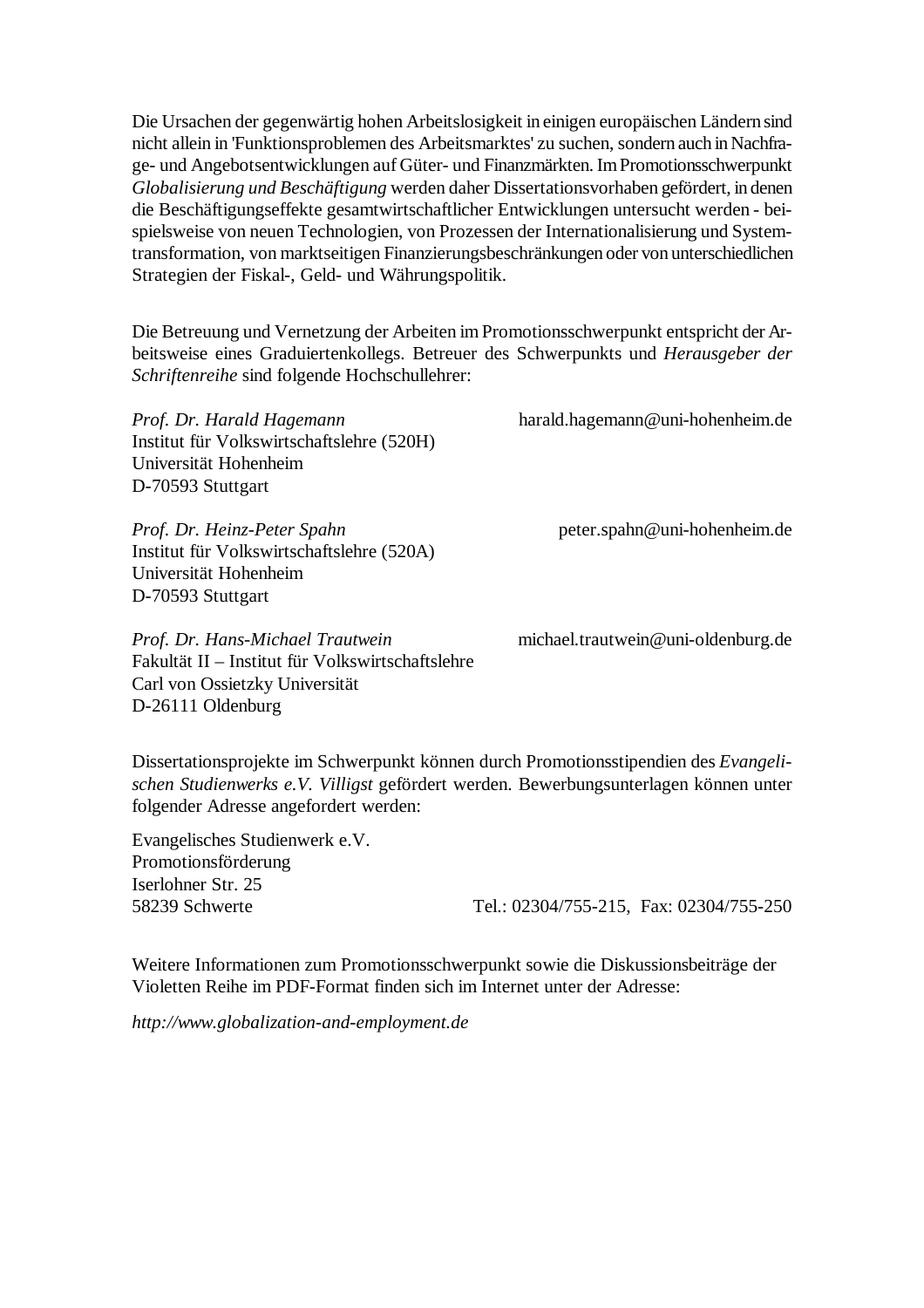Die Ursachen der gegenwärtig hohen Arbeitslosigkeit in einigen europäischen Ländern sind nicht allein in 'Funktionsproblemen des Arbeitsmarktes' zu suchen, sondern auch in Nachfrage- und Angebotsentwicklungen auf Güter- und Finanzmärkten. Im Promotionsschwerpunkt *Globalisierung und Beschäftigung* werden daher Dissertationsvorhaben gefördert, in denen die Beschäftigungseffekte gesamtwirtschaftlicher Entwicklungen untersucht werden - beispielsweise von neuen Technologien, von Prozessen der Internationalisierung und Systemtransformation, von marktseitigen Finanzierungsbeschränkungen oder von unterschiedlichen Strategien der Fiskal-, Geld- und Währungspolitik.

Die Betreuung und Vernetzung der Arbeiten im Promotionsschwerpunkt entspricht der Arbeitsweise eines Graduiertenkollegs. Betreuer des Schwerpunkts und *Herausgeber der Schriftenreihe* sind folgende Hochschullehrer:

*Prof. Dr. Harald Hagemann* harald.hagemann@uni-hohenheim.de
Institut für Volkswirtschaftslehre (520H)
Universität Hohenheim
D-70593 Stuttgart

*Prof. Dr. Heinz-Peter Spahn* peter.spahn@uni-hohenheim.de
Institut für Volkswirtschaftslehre (520A)
Universität Hohenheim
D-70593 Stuttgart

*Prof. Dr. Hans-Michael Trautwein* michael.trautwein@uni-oldenburg.de
Fakultät II – Institut für Volkswirtschaftslehre
Carl von Ossietzky Universität
D-26111 Oldenburg

Dissertationsprojekte im Schwerpunkt können durch Promotionsstipendien des *Evangelischen Studienwerks e.V. Villigst* gefördert werden. Bewerbungsunterlagen können unter folgender Adresse angefordert werden:

Evangelisches Studienwerk e.V.
Promotionsförderung
Iserlohner Str. 25
58239 Schwerte Tel.: 02304/755-215, Fax: 02304/755-250

Weitere Informationen zum Promotionsschwerpunkt sowie die Diskussionsbeiträge der Violetten Reihe im PDF-Format finden sich im Internet unter der Adresse:

*http://www.globalization-and-employment.de*